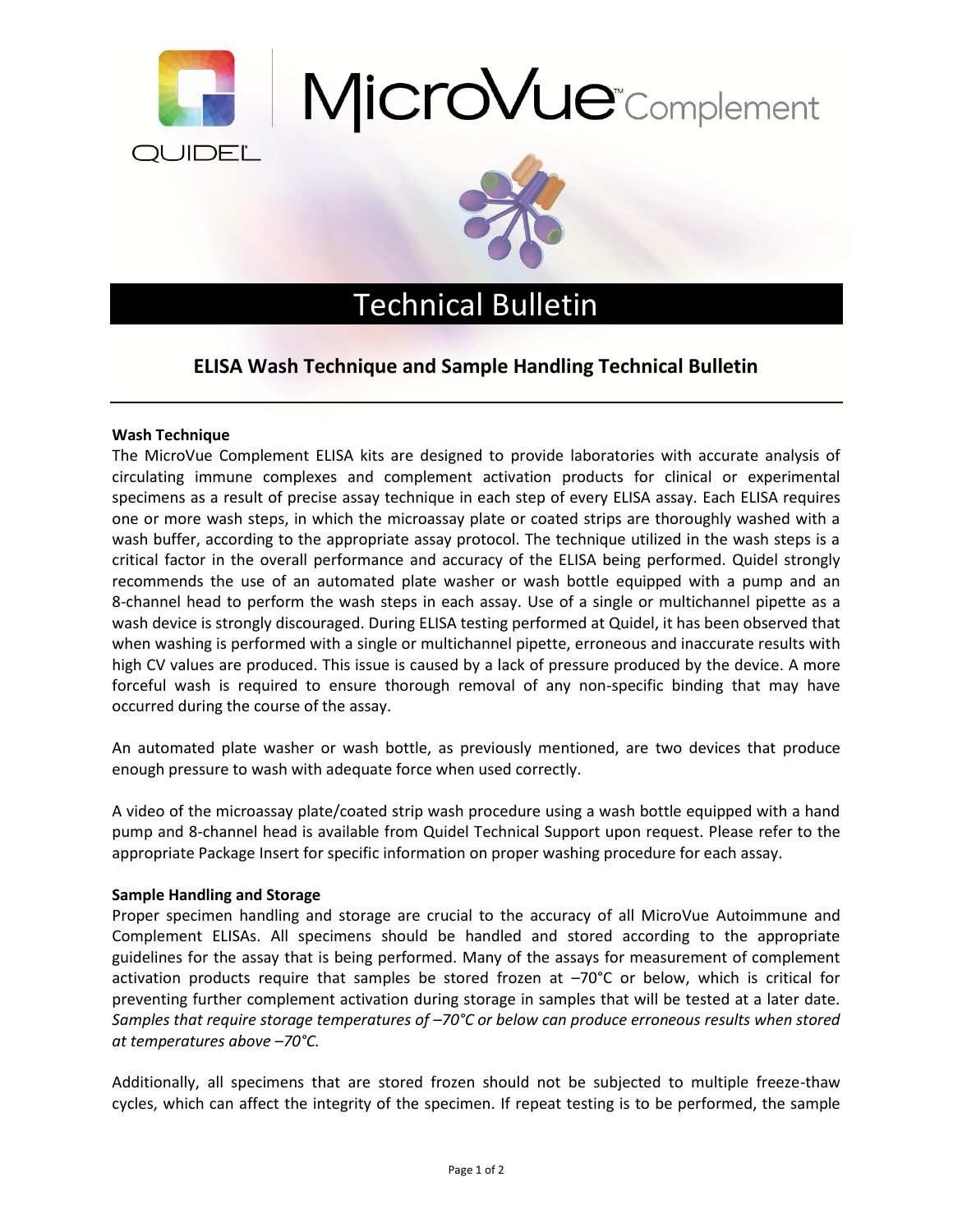QUIDEL

# MicroVue™ Complement

## Technical Bulletin

### ELISA Wash Technique and Sample Handling Technical Bulletin

**Wash Technique**

The MicroVue Complement ELISA kits are designed to provide laboratories with accurate analysis of circulating immune complexes and complement activation products for clinical or experimental specimens as a result of precise assay technique in each step of every ELISA assay. Each ELISA requires one or more wash steps, in which the microassay plate or coated strips are thoroughly washed with a wash buffer, according to the appropriate assay protocol. The technique utilized in the wash steps is a critical factor in the overall performance and accuracy of the ELISA being performed. Quidel strongly recommends the use of an automated plate washer or wash bottle equipped with a pump and an 8-channel head to perform the wash steps in each assay. Use of a single or multichannel pipette as a wash device is strongly discouraged. During ELISA testing performed at Quidel, it has been observed that when washing is performed with a single or multichannel pipette, erroneous and inaccurate results with high CV values are produced. This issue is caused by a lack of pressure produced by the device. A more forceful wash is required to ensure thorough removal of any non-specific binding that may have occurred during the course of the assay.

An automated plate washer or wash bottle, as previously mentioned, are two devices that produce enough pressure to wash with adequate force when used correctly.

A video of the microassay plate/coated strip wash procedure using a wash bottle equipped with a hand pump and 8-channel head is available from Quidel Technical Support upon request. Please refer to the appropriate Package Insert for specific information on proper washing procedure for each assay.

**Sample Handling and Storage**

Proper specimen handling and storage are crucial to the accuracy of all MicroVue Autoimmune and Complement ELISAs. All specimens should be handled and stored according to the appropriate guidelines for the assay that is being performed. Many of the assays for measurement of complement activation products require that samples be stored frozen at –70°C or below, which is critical for preventing further complement activation during storage in samples that will be tested at a later date. *Samples that require storage temperatures of –70°C or below can produce erroneous results when stored at temperatures above –70°C.*

Additionally, all specimens that are stored frozen should not be subjected to multiple freeze-thaw cycles, which can affect the integrity of the specimen. If repeat testing is to be performed, the sample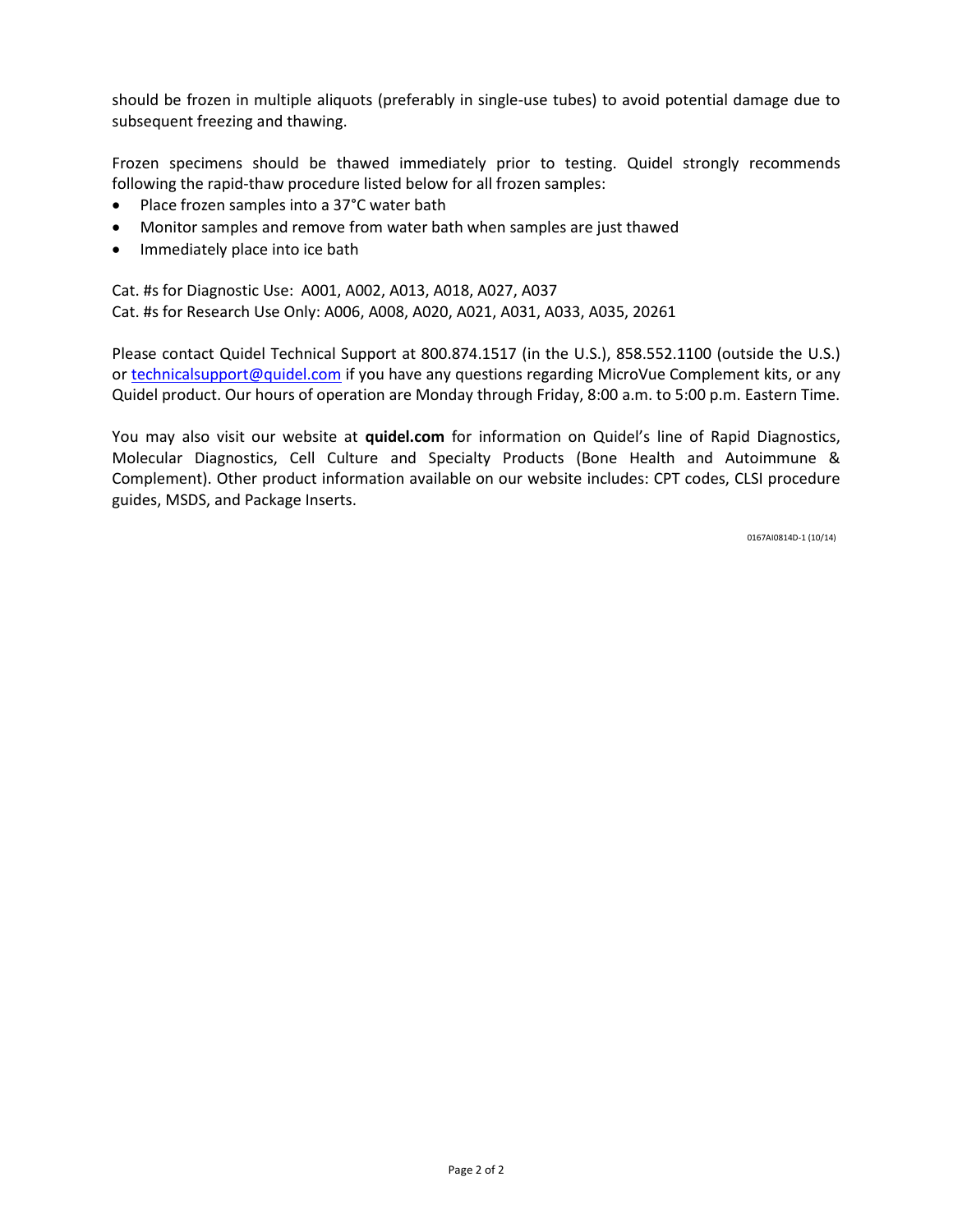should be frozen in multiple aliquots (preferably in single-use tubes) to avoid potential damage due to subsequent freezing and thawing.

Frozen specimens should be thawed immediately prior to testing. Quidel strongly recommends following the rapid-thaw procedure listed below for all frozen samples:

- Place frozen samples into a 37°C water bath
- Monitor samples and remove from water bath when samples are just thawed
- Immediately place into ice bath

Cat. #s for Diagnostic Use: A001, A002, A013, A018, A027, A037
Cat. #s for Research Use Only: A006, A008, A020, A021, A031, A033, A035, 20261

Please contact Quidel Technical Support at 800.874.1517 (in the U.S.), 858.552.1100 (outside the U.S.) or technicalsupport@quidel.com if you have any questions regarding MicroVue Complement kits, or any Quidel product. Our hours of operation are Monday through Friday, 8:00 a.m. to 5:00 p.m. Eastern Time.

You may also visit our website at **quidel.com** for information on Quidel's line of Rapid Diagnostics, Molecular Diagnostics, Cell Culture and Specialty Products (Bone Health and Autoimmune & Complement). Other product information available on our website includes: CPT codes, CLSI procedure guides, MSDS, and Package Inserts.

0167AI0814D-1 (10/14)